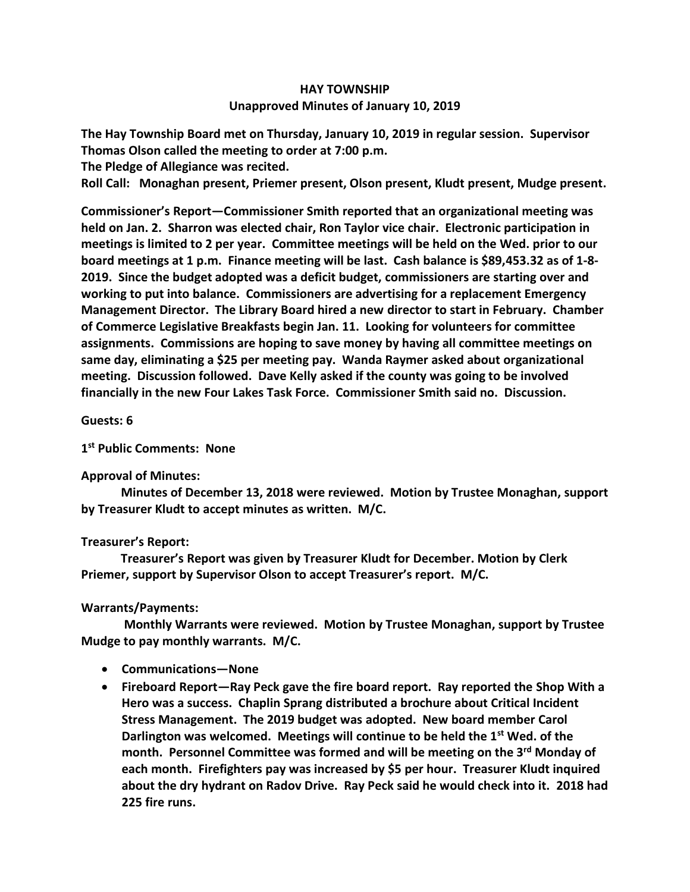# HAY TOWNSHIP

## Unapproved Minutes of January 10, 2019

**The Hay Township Board met on Thursday, January 10, 2019 in regular session. Supervisor Thomas Olson called the meeting to order at 7:00 p.m.**

**The Pledge of Allegiance was recited.**

**Roll Call: Monaghan present, Priemer present, Olson present, Kludt present, Mudge present.**

**Commissioner's Report—Commissioner Smith reported that an organizational meeting was held on Jan. 2. Sharron was elected chair, Ron Taylor vice chair. Electronic participation in meetings is limited to 2 per year. Committee meetings will be held on the Wed. prior to our board meetings at 1 p.m. Finance meeting will be last. Cash balance is $89,453.32 as of 1-8-2019. Since the budget adopted was a deficit budget, commissioners are starting over and working to put into balance. Commissioners are advertising for a replacement Emergency Management Director. The Library Board hired a new director to start in February. Chamber of Commerce Legislative Breakfasts begin Jan. 11. Looking for volunteers for committee assignments. Commissions are hoping to save money by having all committee meetings on same day, eliminating a $25 per meeting pay. Wanda Raymer asked about organizational meeting. Discussion followed. Dave Kelly asked if the county was going to be involved financially in the new Four Lakes Task Force. Commissioner Smith said no. Discussion.**

**Guests: 6**

**1st Public Comments: None**

**Approval of Minutes:**

**Minutes of December 13, 2018 were reviewed. Motion by Trustee Monaghan, support by Treasurer Kludt to accept minutes as written. M/C.**

**Treasurer's Report:**

**Treasurer's Report was given by Treasurer Kludt for December. Motion by Clerk Priemer, support by Supervisor Olson to accept Treasurer's report. M/C.**

**Warrants/Payments:**

**Monthly Warrants were reviewed. Motion by Trustee Monaghan, support by Trustee Mudge to pay monthly warrants. M/C.**

- **Communications—None**
- **Fireboard Report—Ray Peck gave the fire board report. Ray reported the Shop With a Hero was a success. Chaplin Sprang distributed a brochure about Critical Incident Stress Management. The 2019 budget was adopted. New board member Carol Darlington was welcomed. Meetings will continue to be held the 1st Wed. of the month. Personnel Committee was formed and will be meeting on the 3rd Monday of each month. Firefighters pay was increased by $5 per hour. Treasurer Kludt inquired about the dry hydrant on Radov Drive. Ray Peck said he would check into it. 2018 had 225 fire runs.**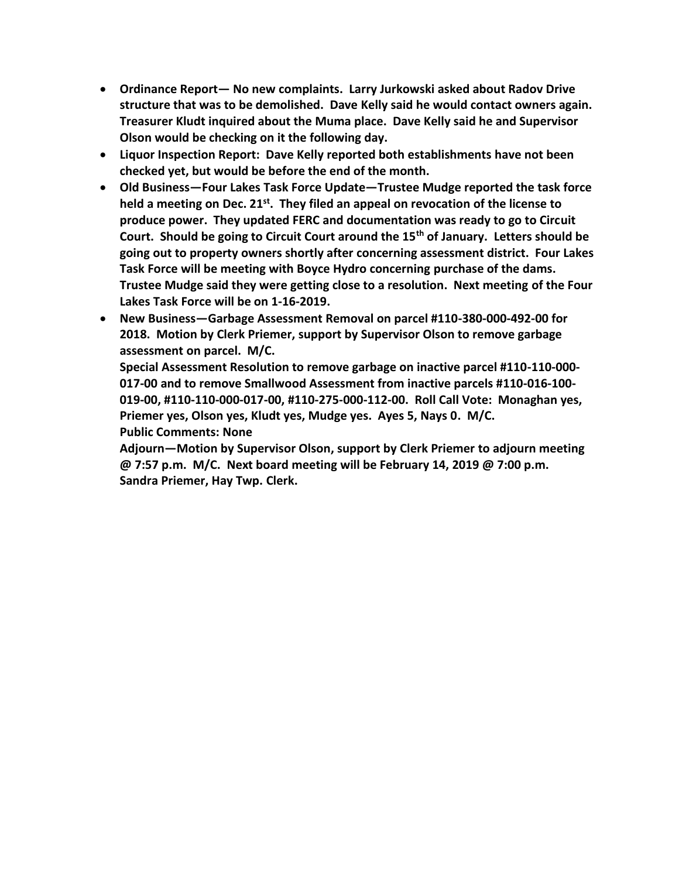- **Ordinance Report— No new complaints. Larry Jurkowski asked about Radov Drive structure that was to be demolished. Dave Kelly said he would contact owners again. Treasurer Kludt inquired about the Muma place. Dave Kelly said he and Supervisor Olson would be checking on it the following day.**
- **Liquor Inspection Report: Dave Kelly reported both establishments have not been checked yet, but would be before the end of the month.**
- **Old Business—Four Lakes Task Force Update—Trustee Mudge reported the task force held a meeting on Dec. 21st. They filed an appeal on revocation of the license to produce power. They updated FERC and documentation was ready to go to Circuit Court. Should be going to Circuit Court around the 15th of January. Letters should be going out to property owners shortly after concerning assessment district. Four Lakes Task Force will be meeting with Boyce Hydro concerning purchase of the dams. Trustee Mudge said they were getting close to a resolution. Next meeting of the Four Lakes Task Force will be on 1-16-2019.**
- **New Business—Garbage Assessment Removal on parcel #110-380-000-492-00 for 2018. Motion by Clerk Priemer, support by Supervisor Olson to remove garbage assessment on parcel. M/C.**

  **Special Assessment Resolution to remove garbage on inactive parcel #110-110-000-017-00 and to remove Smallwood Assessment from inactive parcels #110-016-100-019-00, #110-110-000-017-00, #110-275-000-112-00. Roll Call Vote: Monaghan yes, Priemer yes, Olson yes, Kludt yes, Mudge yes. Ayes 5, Nays 0. M/C.**

  **Public Comments: None**

  **Adjourn—Motion by Supervisor Olson, support by Clerk Priemer to adjourn meeting @ 7:57 p.m. M/C. Next board meeting will be February 14, 2019 @ 7:00 p.m.**

  **Sandra Priemer, Hay Twp. Clerk.**